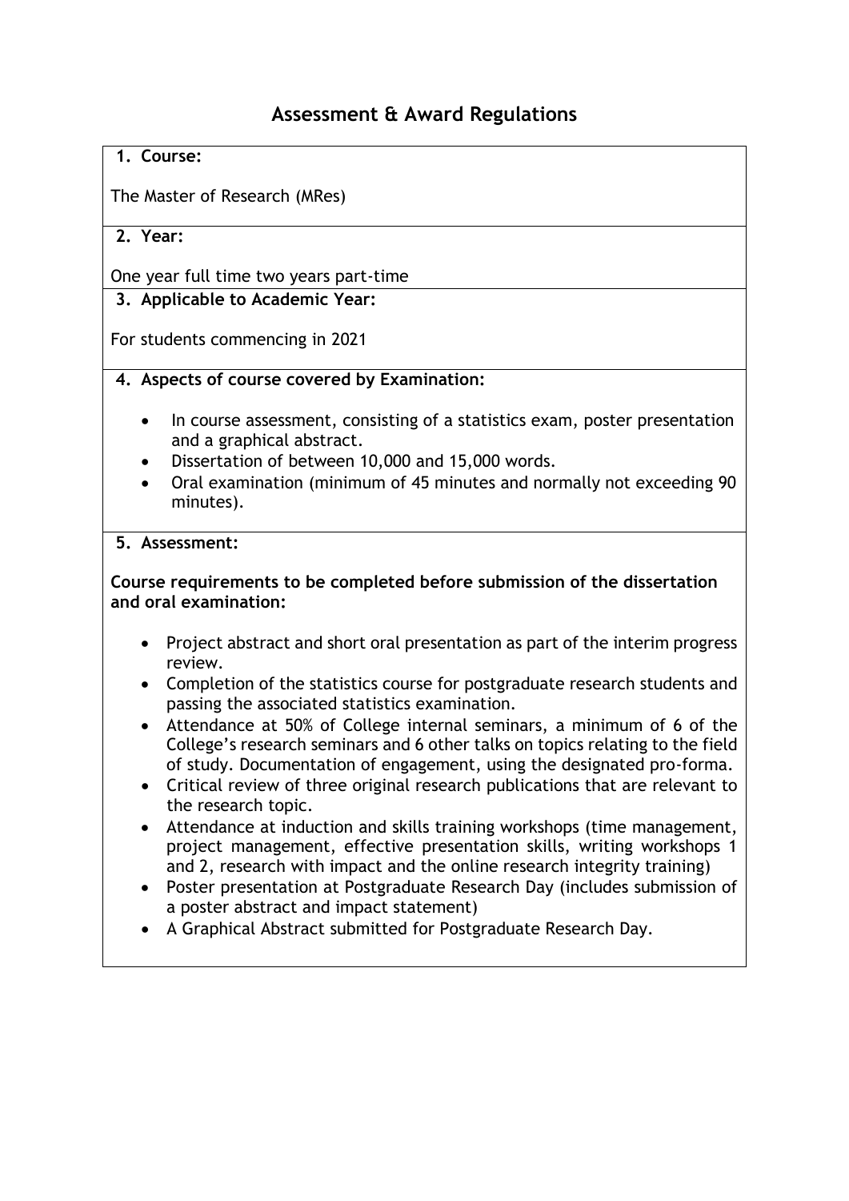# Assessment & Award Regulations

**1. Course:**

The Master of Research (MRes)

**2. Year:**

One year full time two years part-time

**3. Applicable to Academic Year:**

For students commencing in 2021

**4. Aspects of course covered by Examination:**

- In course assessment, consisting of a statistics exam, poster presentation and a graphical abstract.
- Dissertation of between 10,000 and 15,000 words.
- Oral examination (minimum of 45 minutes and normally not exceeding 90 minutes).

**5. Assessment:**

**Course requirements to be completed before submission of the dissertation and oral examination:**

- Project abstract and short oral presentation as part of the interim progress review.
- Completion of the statistics course for postgraduate research students and passing the associated statistics examination.
- Attendance at 50% of College internal seminars, a minimum of 6 of the College's research seminars and 6 other talks on topics relating to the field of study. Documentation of engagement, using the designated pro-forma.
- Critical review of three original research publications that are relevant to the research topic.
- Attendance at induction and skills training workshops (time management, project management, effective presentation skills, writing workshops 1 and 2, research with impact and the online research integrity training)
- Poster presentation at Postgraduate Research Day (includes submission of a poster abstract and impact statement)
- A Graphical Abstract submitted for Postgraduate Research Day.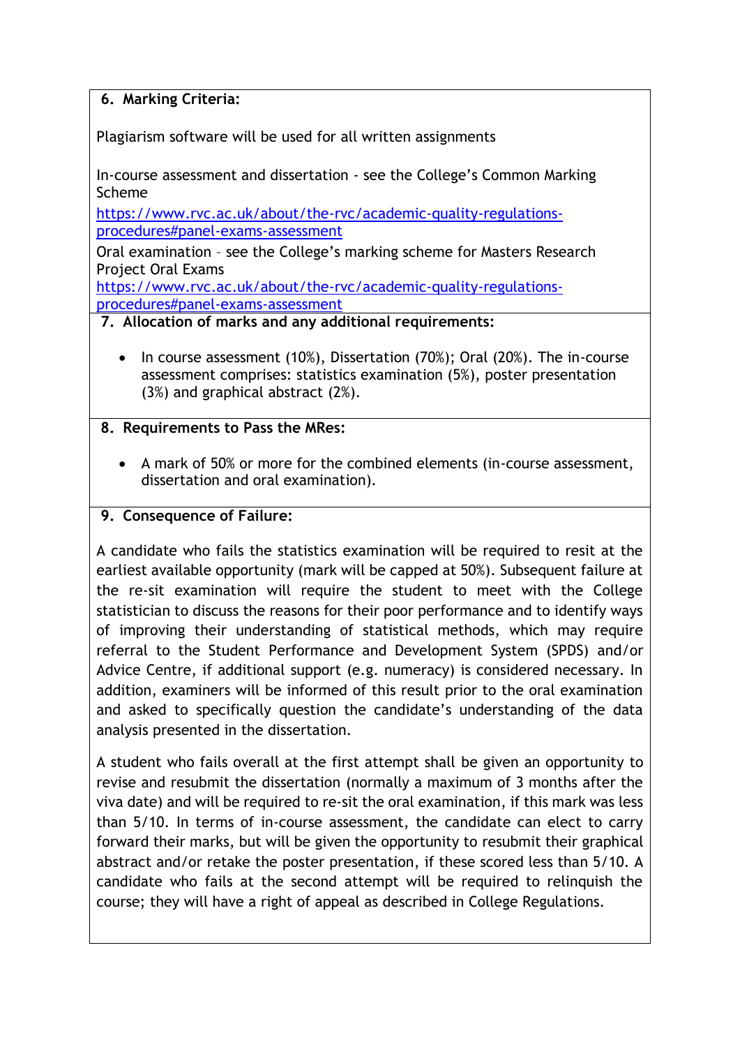### 6. Marking Criteria:

Plagiarism software will be used for all written assignments

In-course assessment and dissertation - see the College's Common Marking Scheme
https://www.rvc.ac.uk/about/the-rvc/academic-quality-regulations-procedures#panel-exams-assessment

Oral examination – see the College's marking scheme for Masters Research Project Oral Exams
https://www.rvc.ac.uk/about/the-rvc/academic-quality-regulations-procedures#panel-exams-assessment

### 7. Allocation of marks and any additional requirements:

- In course assessment (10%), Dissertation (70%); Oral (20%). The in-course assessment comprises: statistics examination (5%), poster presentation (3%) and graphical abstract (2%).

### 8. Requirements to Pass the MRes:

- A mark of 50% or more for the combined elements (in-course assessment, dissertation and oral examination).

### 9. Consequence of Failure:

A candidate who fails the statistics examination will be required to resit at the earliest available opportunity (mark will be capped at 50%). Subsequent failure at the re-sit examination will require the student to meet with the College statistician to discuss the reasons for their poor performance and to identify ways of improving their understanding of statistical methods, which may require referral to the Student Performance and Development System (SPDS) and/or Advice Centre, if additional support (e.g. numeracy) is considered necessary. In addition, examiners will be informed of this result prior to the oral examination and asked to specifically question the candidate's understanding of the data analysis presented in the dissertation.

A student who fails overall at the first attempt shall be given an opportunity to revise and resubmit the dissertation (normally a maximum of 3 months after the viva date) and will be required to re-sit the oral examination, if this mark was less than 5/10. In terms of in-course assessment, the candidate can elect to carry forward their marks, but will be given the opportunity to resubmit their graphical abstract and/or retake the poster presentation, if these scored less than 5/10. A candidate who fails at the second attempt will be required to relinquish the course; they will have a right of appeal as described in College Regulations.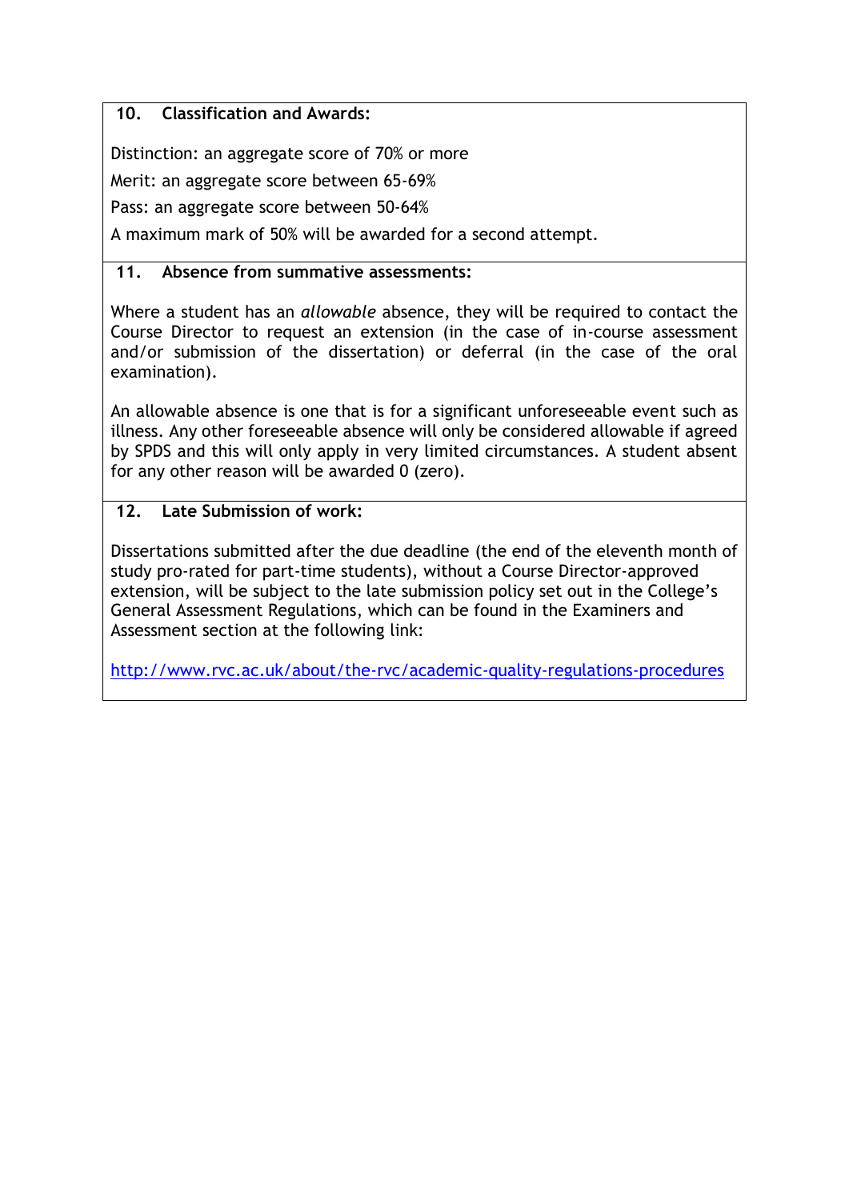## 10. Classification and Awards:

Distinction: an aggregate score of 70% or more

Merit: an aggregate score between 65-69%

Pass: an aggregate score between 50-64%

A maximum mark of 50% will be awarded for a second attempt.

## 11. Absence from summative assessments:

Where a student has an *allowable* absence, they will be required to contact the Course Director to request an extension (in the case of in-course assessment and/or submission of the dissertation) or deferral (in the case of the oral examination).

An allowable absence is one that is for a significant unforeseeable event such as illness. Any other foreseeable absence will only be considered allowable if agreed by SPDS and this will only apply in very limited circumstances. A student absent for any other reason will be awarded 0 (zero).

## 12. Late Submission of work:

Dissertations submitted after the due deadline (the end of the eleventh month of study pro-rated for part-time students), without a Course Director-approved extension, will be subject to the late submission policy set out in the College's General Assessment Regulations, which can be found in the Examiners and Assessment section at the following link:

http://www.rvc.ac.uk/about/the-rvc/academic-quality-regulations-procedures